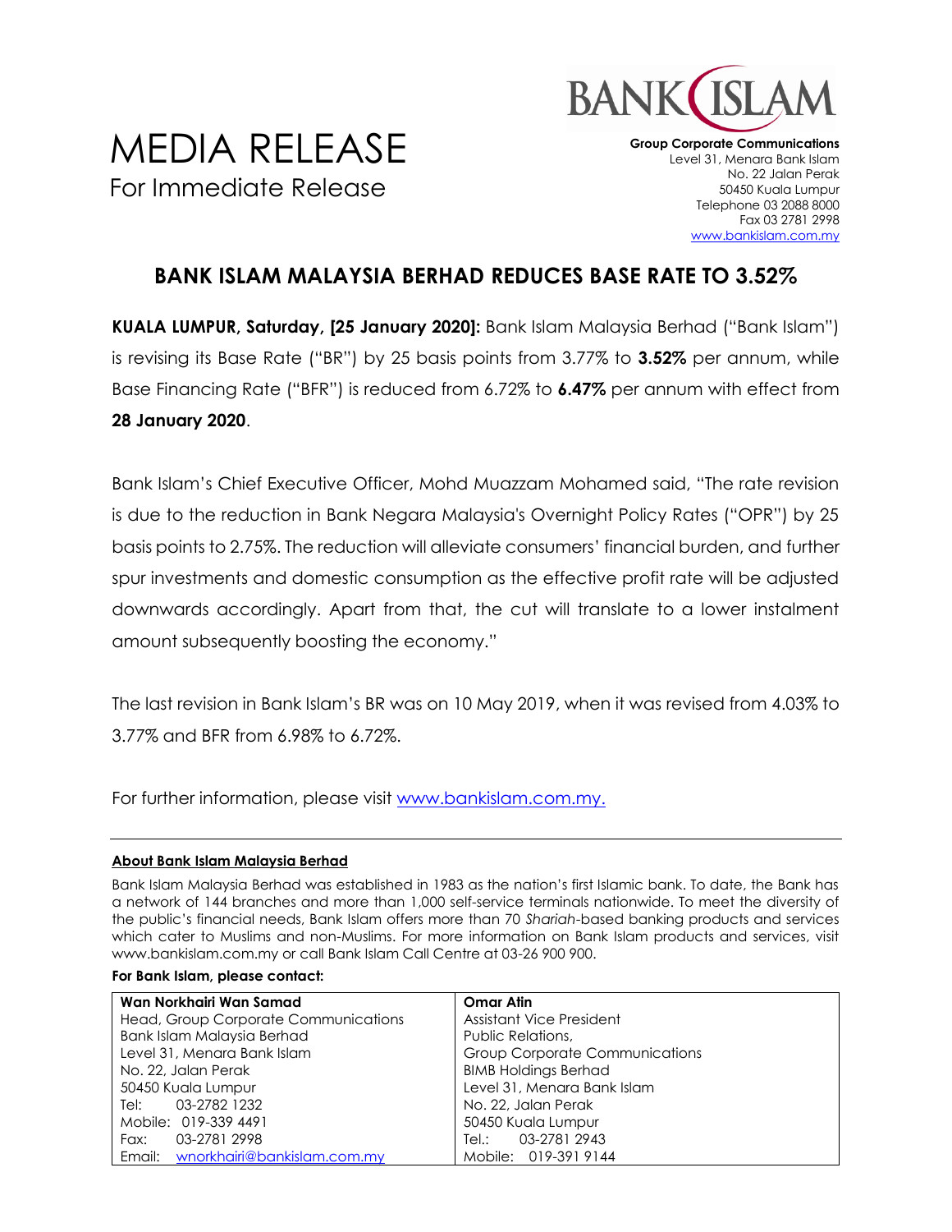# MEDIA RELEASE

For Immediate Release

**Group Corporate Communications**
Level 31, Menara Bank Islam
No. 22 Jalan Perak
50450 Kuala Lumpur
Telephone 03 2088 8000
Fax 03 2781 2998
www.bankislam.com.my

## BANK ISLAM MALAYSIA BERHAD REDUCES BASE RATE TO 3.52%

**KUALA LUMPUR, Saturday, [25 January 2020]:** Bank Islam Malaysia Berhad ("Bank Islam") is revising its Base Rate ("BR") by 25 basis points from 3.77% to **3.52%** per annum, while Base Financing Rate ("BFR") is reduced from 6.72% to **6.47%** per annum with effect from **28 January 2020**.

Bank Islam's Chief Executive Officer, Mohd Muazzam Mohamed said, "The rate revision is due to the reduction in Bank Negara Malaysia's Overnight Policy Rates ("OPR") by 25 basis points to 2.75%. The reduction will alleviate consumers' financial burden, and further spur investments and domestic consumption as the effective profit rate will be adjusted downwards accordingly. Apart from that, the cut will translate to a lower instalment amount subsequently boosting the economy."

The last revision in Bank Islam's BR was on 10 May 2019, when it was revised from 4.03% to 3.77% and BFR from 6.98% to 6.72%.

For further information, please visit www.bankislam.com.my.

---

**About Bank Islam Malaysia Berhad**

Bank Islam Malaysia Berhad was established in 1983 as the nation's first Islamic bank. To date, the Bank has a network of 144 branches and more than 1,000 self-service terminals nationwide. To meet the diversity of the public's financial needs, Bank Islam offers more than 70 *Shariah*-based banking products and services which cater to Muslims and non-Muslims. For more information on Bank Islam products and services, visit www.bankislam.com.my or call Bank Islam Call Centre at 03-26 900 900.

**For Bank Islam, please contact:**

| **Wan Norkhairi Wan Samad** | **Omar Atin** |
|---|---|
| Head, Group Corporate Communications | Assistant Vice President |
| Bank Islam Malaysia Berhad | Public Relations, |
| Level 31, Menara Bank Islam | Group Corporate Communications |
| No. 22, Jalan Perak | BIMB Holdings Berhad |
| 50450 Kuala Lumpur | Level 31, Menara Bank Islam |
| Tel: 03-2782 1232 | No. 22, Jalan Perak |
| Mobile: 019-339 4491 | 50450 Kuala Lumpur |
| Fax: 03-2781 2998 | Tel.: 03-2781 2943 |
| Email: wnorkhairi@bankislam.com.my | Mobile: 019-391 9144 |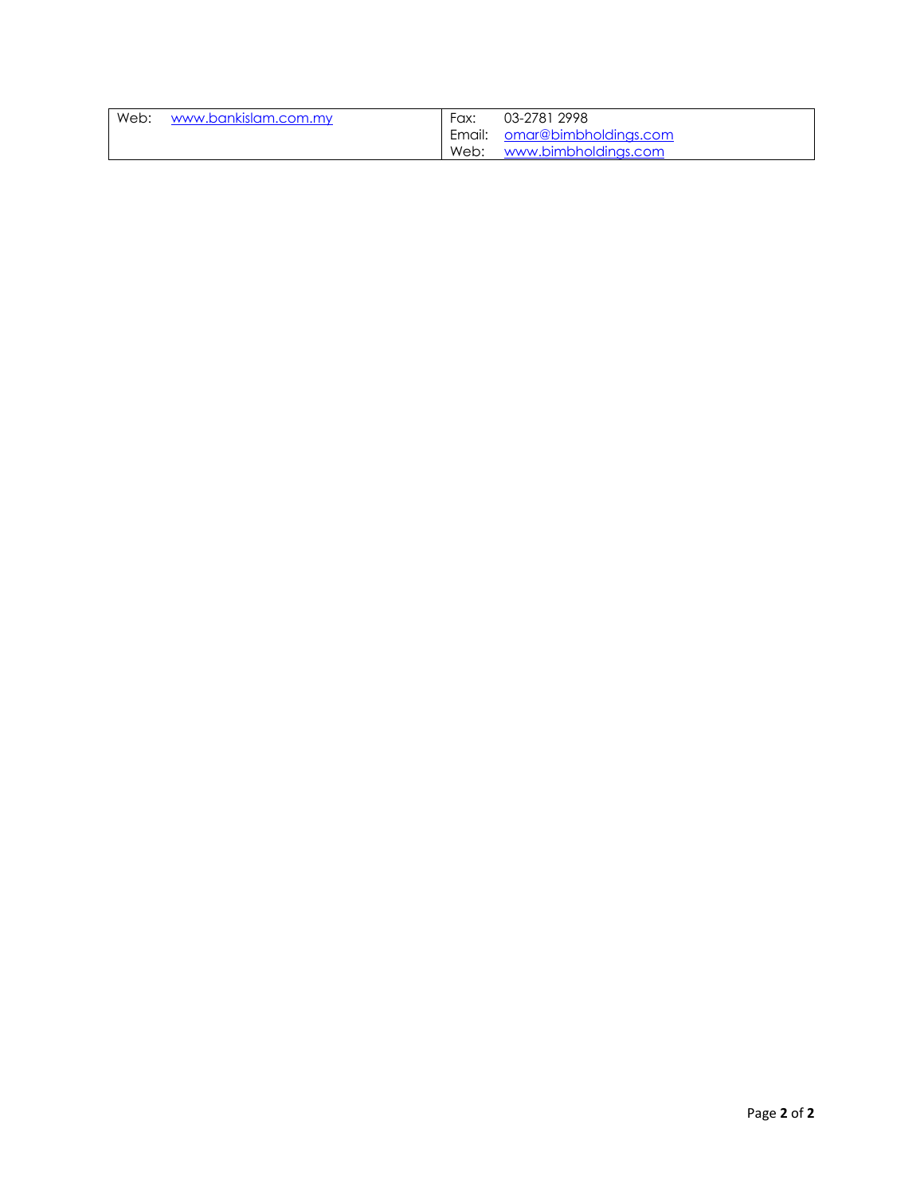| | |
|---|---|
| Web: www.bankislam.com.my | Fax: 03-2781 2998<br>Email: omar@bimbholdings.com<br>Web: www.bimbholdings.com |